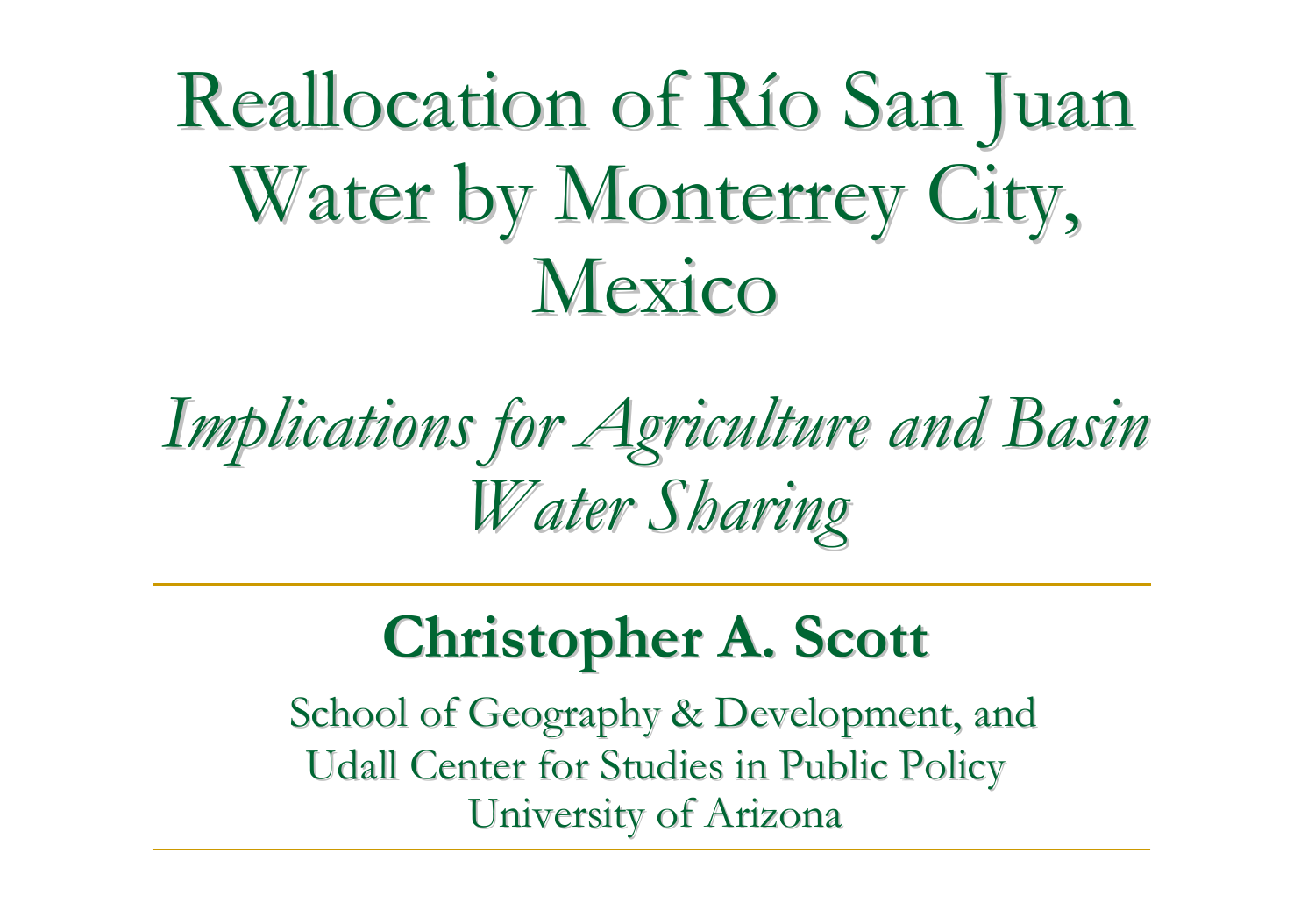# Reallocation of Río San Juan Water by Monterrey City, Mexico

## *Implications for Agriculture and Basin Water Sharing*

---

**Christopher A. Scott**

School of Geography & Development, and
Udall Center for Studies in Public Policy
University of Arizona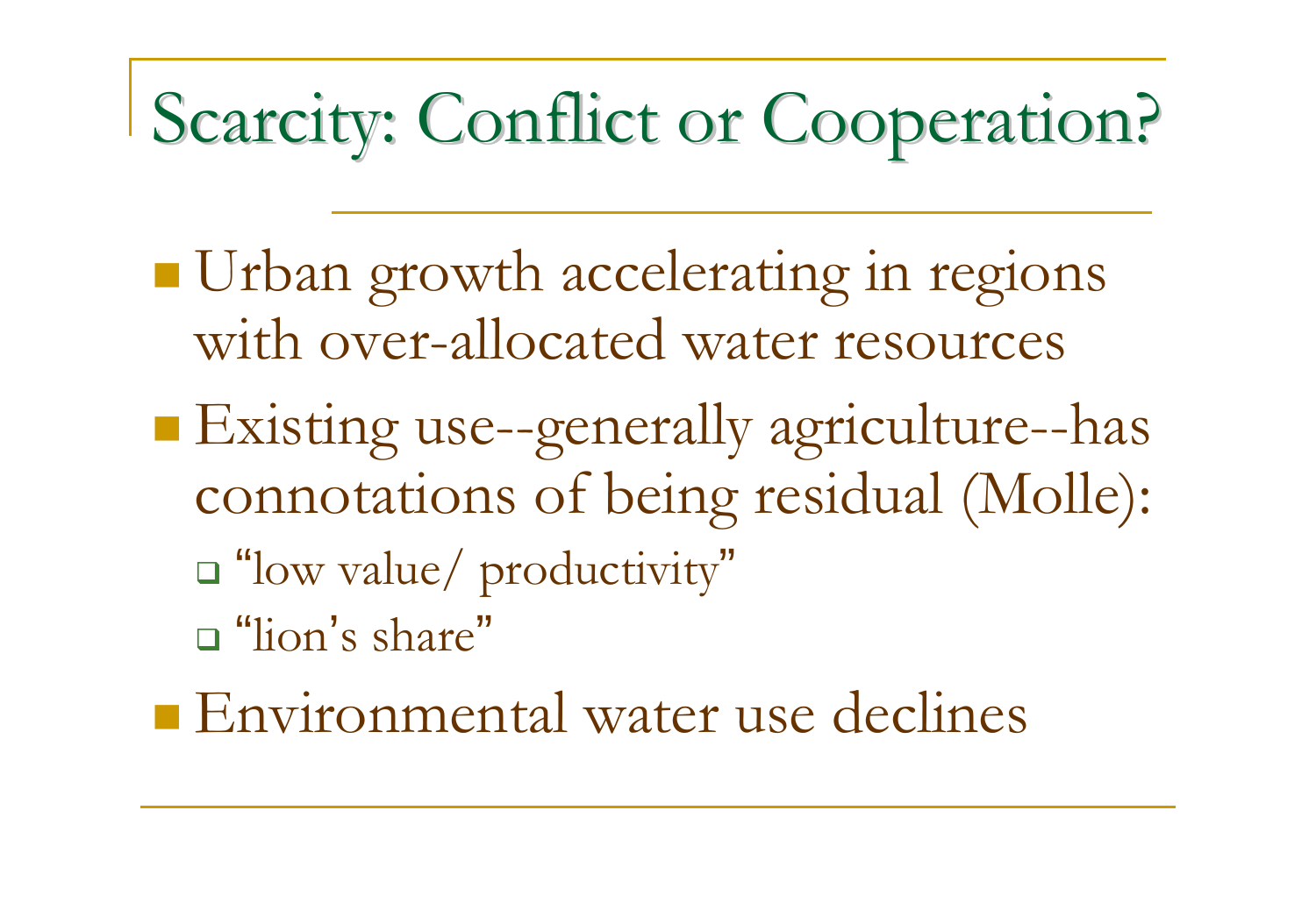# Scarcity: Conflict or Cooperation?

- Urban growth accelerating in regions with over-allocated water resources
- Existing use--generally agriculture--has connotations of being residual (Molle):
  - "low value/ productivity"
  - "lion's share"
- Environmental water use declines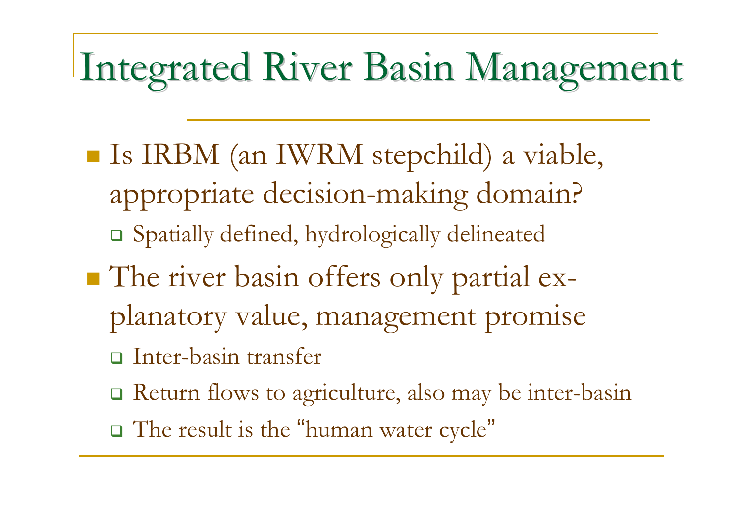# Integrated River Basin Management

- Is IRBM (an IWRM stepchild) a viable, appropriate decision-making domain?
  - Spatially defined, hydrologically delineated
- The river basin offers only partial explanatory value, management promise
  - Inter-basin transfer
  - Return flows to agriculture, also may be inter-basin
  - The result is the "human water cycle"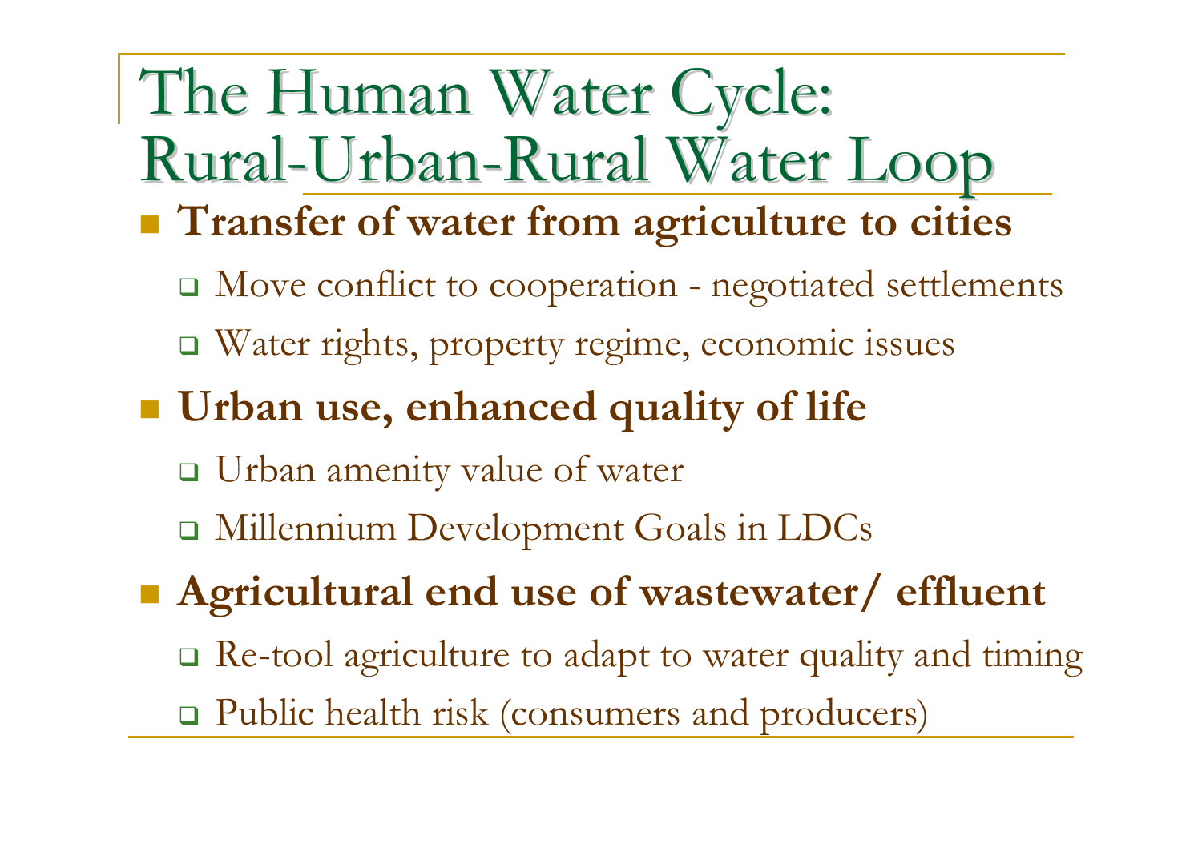# The Human Water Cycle: Rural-Urban-Rural Water Loop

- **Transfer of water from agriculture to cities**
  - Move conflict to cooperation - negotiated settlements
  - Water rights, property regime, economic issues
- **Urban use, enhanced quality of life**
  - Urban amenity value of water
  - Millennium Development Goals in LDCs
- **Agricultural end use of wastewater/ effluent**
  - Re-tool agriculture to adapt to water quality and timing
  - Public health risk (consumers and producers)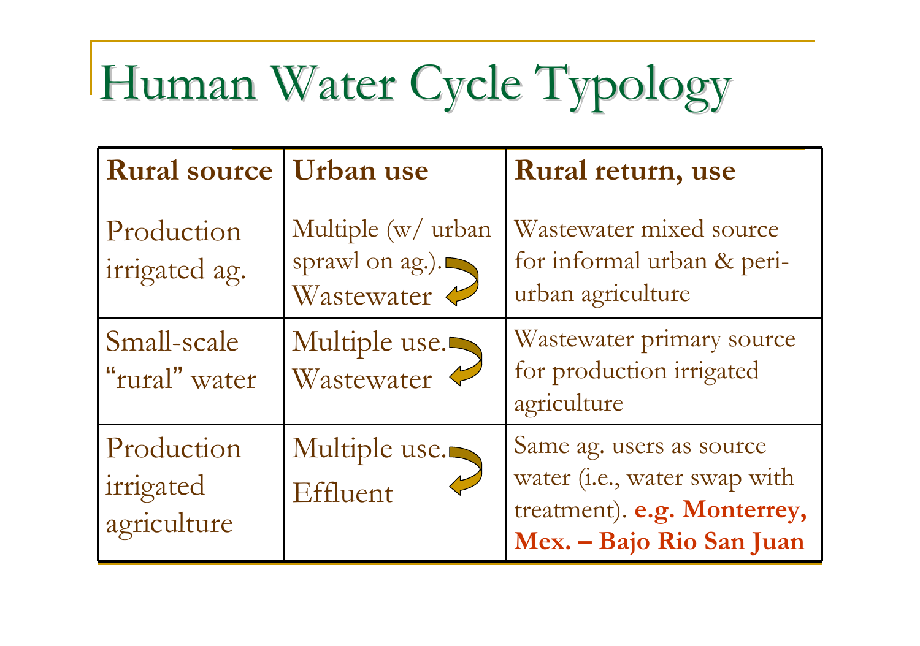# Human Water Cycle Typology

| Rural source | Urban use | Rural return, use |
|---|---|---|
| Production irrigated ag. | Multiple (w/ urban sprawl on ag.). Wastewater | Wastewater mixed source for informal urban & peri-urban agriculture |
| Small-scale "rural" water | Multiple use. Wastewater | Wastewater primary source for production irrigated agriculture |
| Production irrigated agriculture | Multiple use. Effluent | Same ag. users as source water (i.e., water swap with treatment). **e.g. Monterrey, Mex. – Bajo Rio San Juan** |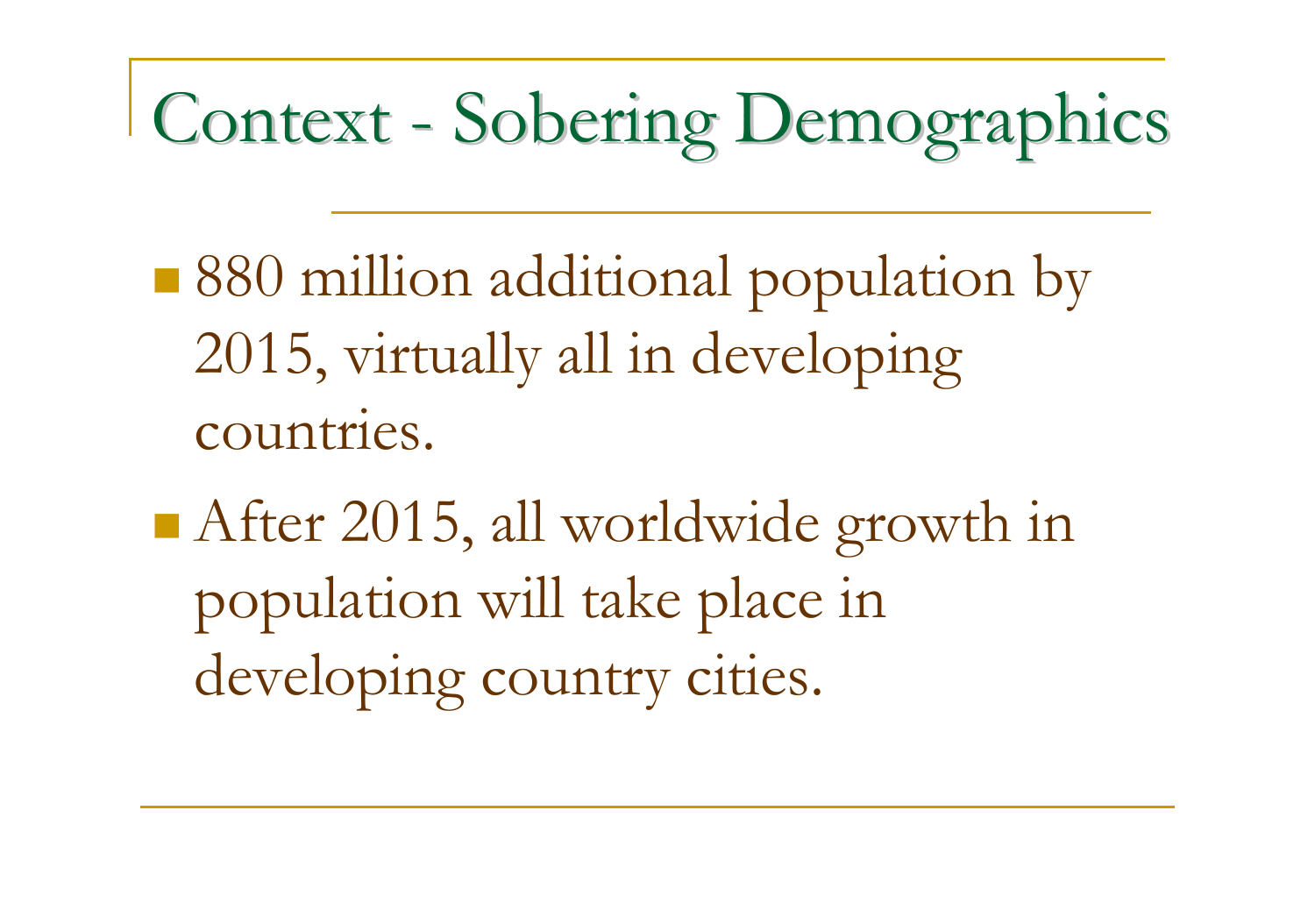# Context - Sobering Demographics

- 880 million additional population by 2015, virtually all in developing countries.
- After 2015, all worldwide growth in population will take place in developing country cities.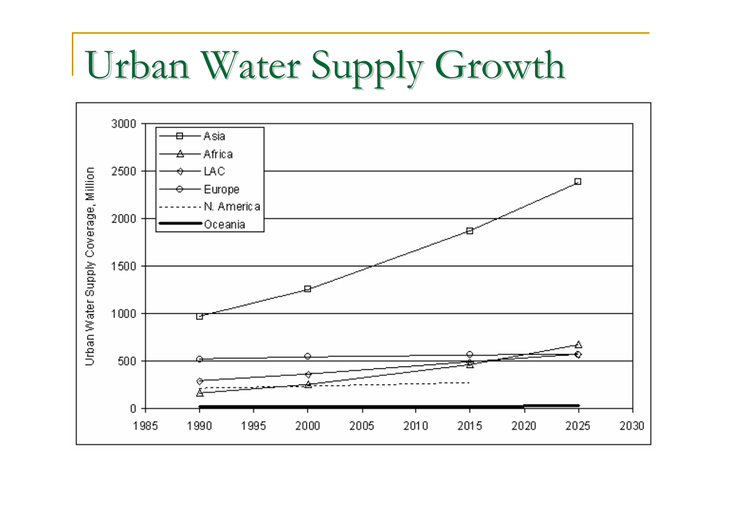# Urban Water Supply Growth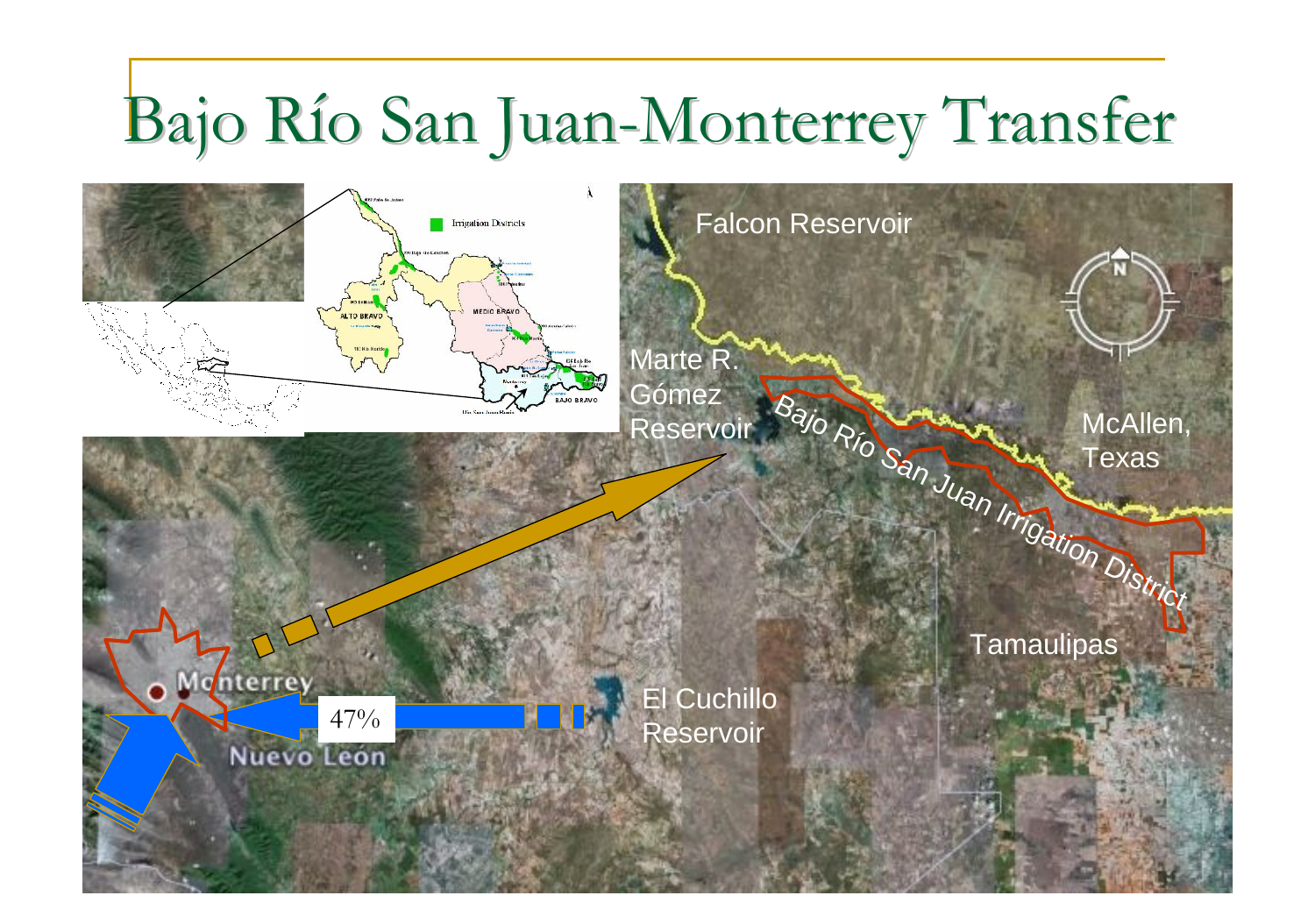# Bajo Río San Juan-Monterrey Transfer

Falcon Reservoir

Marte R. Gómez Reservoir

Bajo Río San Juan Irrigation District

McAllen, Texas

Tamaulipas

Monterrey

Nuevo Leon

47%

El Cuchillo Reservoir

Irrigation Districts

ALTO BRAVO

MEDIO BRAVO

BAJO BRAVO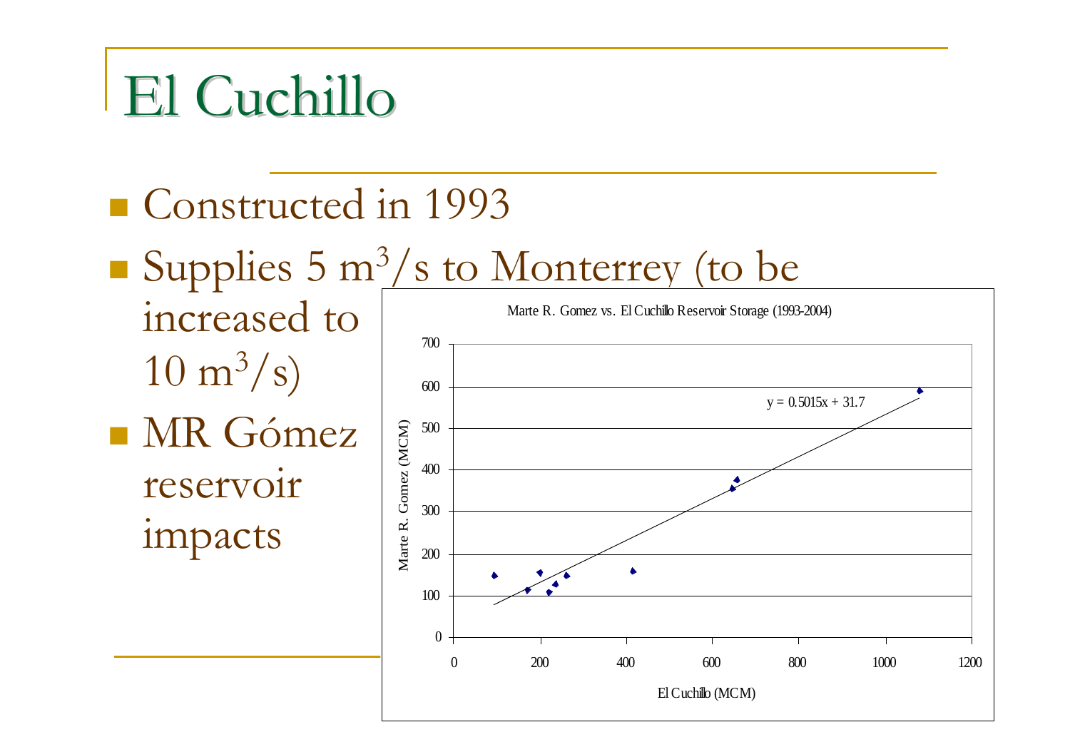# El Cuchillo

- Constructed in 1993
- Supplies 5 $m^3/s$ to Monterrey (to be increased to 10 $m^3/s$)
- MR Gómez reservoir impacts

Marte R. Gomez vs. El Cuchillo Reservoir Storage (1993-2004)

$y = 0.5015x + 31.7$

Marte R. Gomez (MCM)

El Cuchillo (MCM)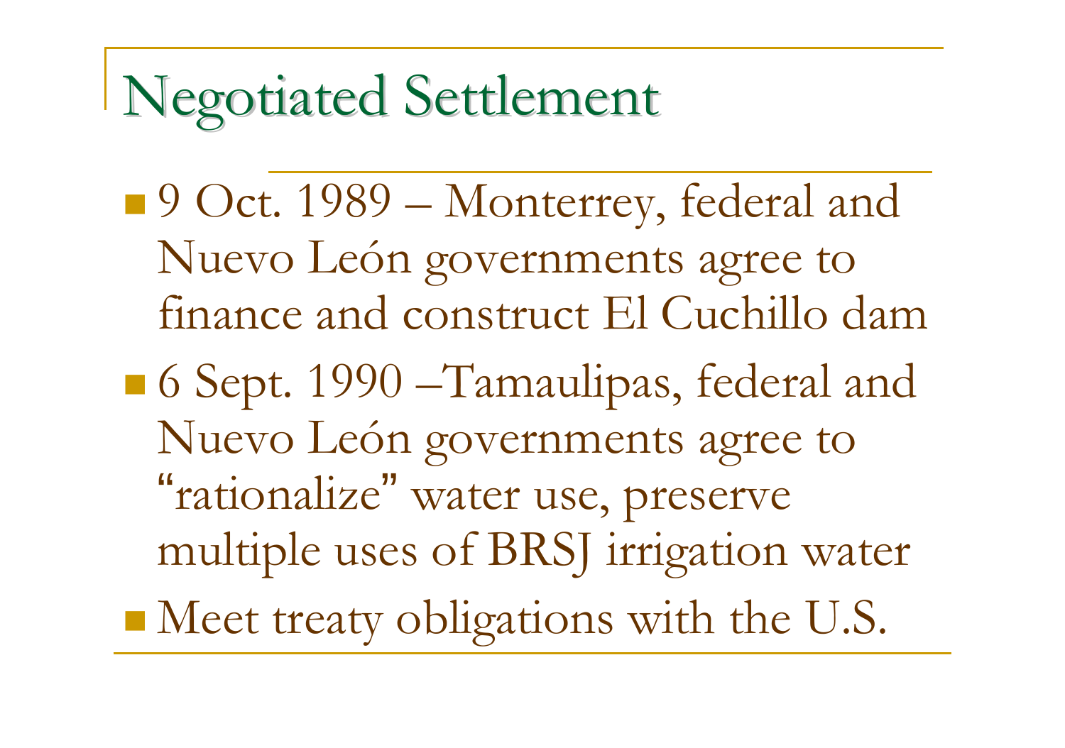# Negotiated Settlement

- 9 Oct. 1989 – Monterrey, federal and Nuevo León governments agree to finance and construct El Cuchillo dam
- 6 Sept. 1990 –Tamaulipas, federal and Nuevo León governments agree to "rationalize" water use, preserve multiple uses of BRSJ irrigation water
- Meet treaty obligations with the U.S.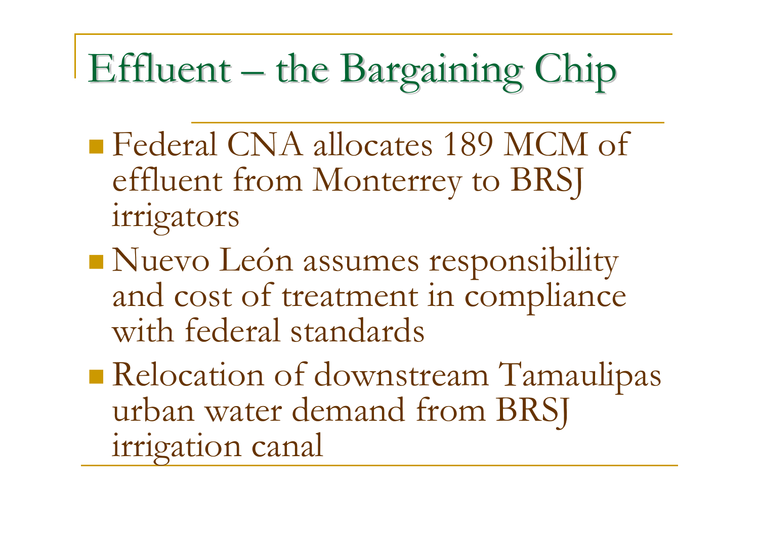# Effluent – the Bargaining Chip

- Federal CNA allocates 189 MCM of effluent from Monterrey to BRSJ irrigators
- Nuevo León assumes responsibility and cost of treatment in compliance with federal standards
- Relocation of downstream Tamaulipas urban water demand from BRSJ irrigation canal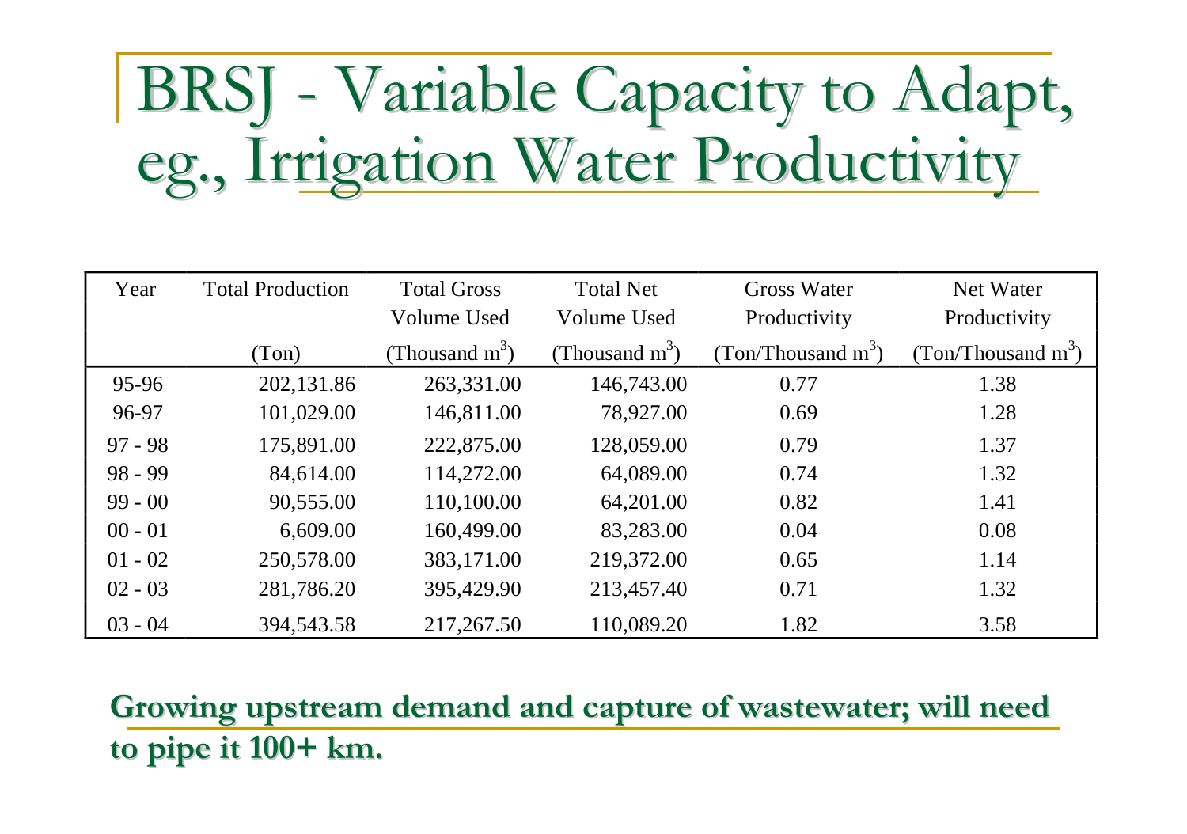# BRSJ - Variable Capacity to Adapt, eg., Irrigation Water Productivity

| Year | Total Production (Ton) | Total Gross Volume Used (Thousand $m^3$) | Total Net Volume Used (Thousand $m^3$) | Gross Water Productivity (Ton/Thousand $m^3$) | Net Water Productivity (Ton/Thousand $m^3$) |
|---|---|---|---|---|---|
| 95-96 | 202,131.86 | 263,331.00 | 146,743.00 | 0.77 | 1.38 |
| 96-97 | 101,029.00 | 146,811.00 | 78,927.00 | 0.69 | 1.28 |
| 97 - 98 | 175,891.00 | 222,875.00 | 128,059.00 | 0.79 | 1.37 |
| 98 - 99 | 84,614.00 | 114,272.00 | 64,089.00 | 0.74 | 1.32 |
| 99 - 00 | 90,555.00 | 110,100.00 | 64,201.00 | 0.82 | 1.41 |
| 00 - 01 | 6,609.00 | 160,499.00 | 83,283.00 | 0.04 | 0.08 |
| 01 - 02 | 250,578.00 | 383,171.00 | 219,372.00 | 0.65 | 1.14 |
| 02 - 03 | 281,786.20 | 395,429.90 | 213,457.40 | 0.71 | 1.32 |
| 03 - 04 | 394,543.58 | 217,267.50 | 110,089.20 | 1.82 | 3.58 |

**Growing upstream demand and capture of wastewater; will need to pipe it 100+ km.**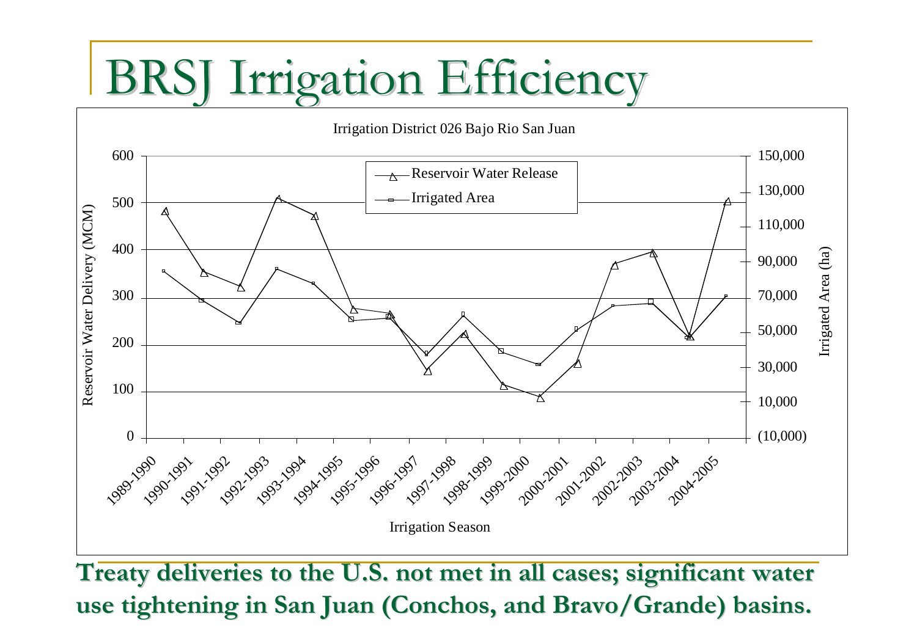# BRSJ Irrigation Efficiency

Irrigation District 026 Bajo Rio San Juan

Reservoir Water Release

Irrigated Area

Reservoir Water Delivery (MCM)

Irrigated Area (ha)

Irrigation Season

**Treaty deliveries to the U.S. not met in all cases; significant water use tightening in San Juan (Conchos, and Bravo/Grande) basins.**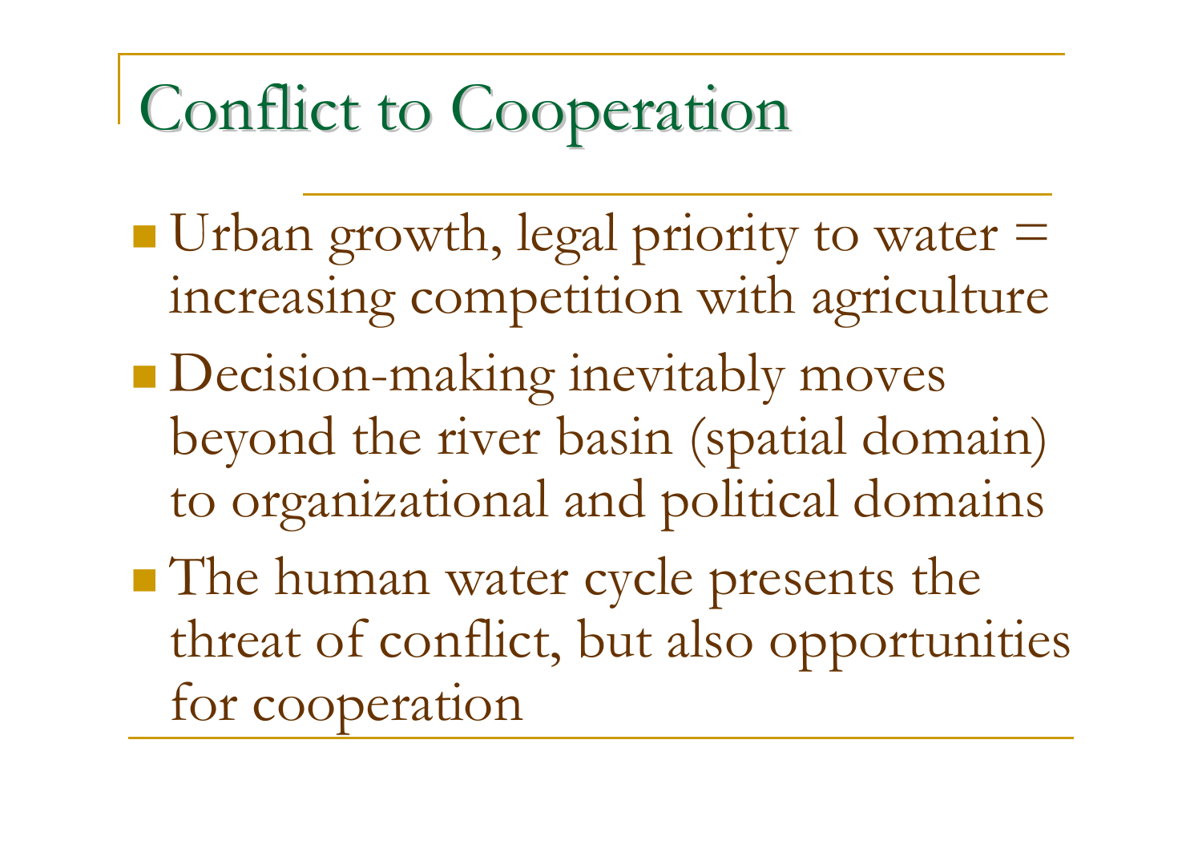# Conflict to Cooperation

- Urban growth, legal priority to water = increasing competition with agriculture
- Decision-making inevitably moves beyond the river basin (spatial domain) to organizational and political domains
- The human water cycle presents the threat of conflict, but also opportunities for cooperation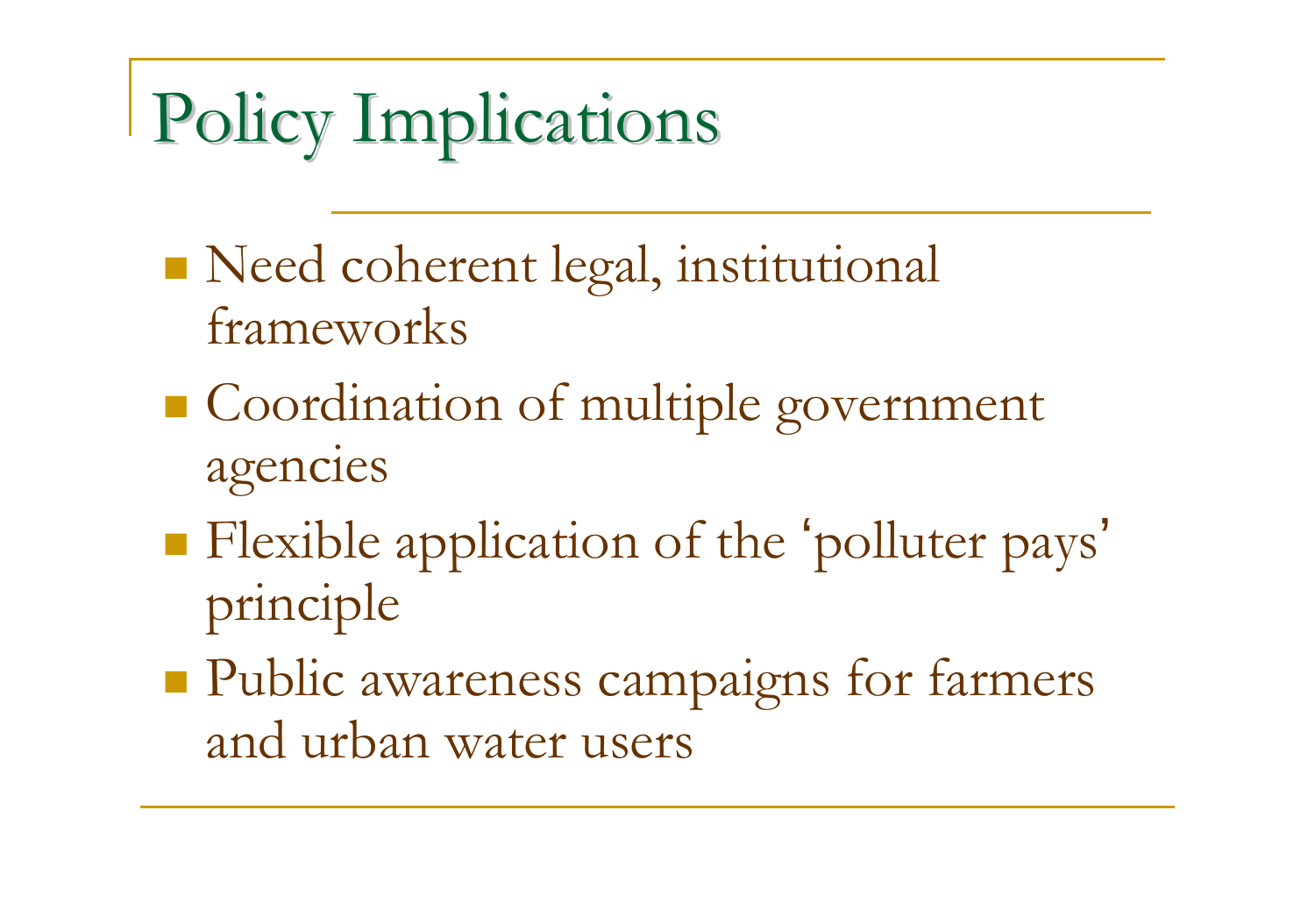# Policy Implications

- Need coherent legal, institutional frameworks
- Coordination of multiple government agencies
- Flexible application of the 'polluter pays' principle
- Public awareness campaigns for farmers and urban water users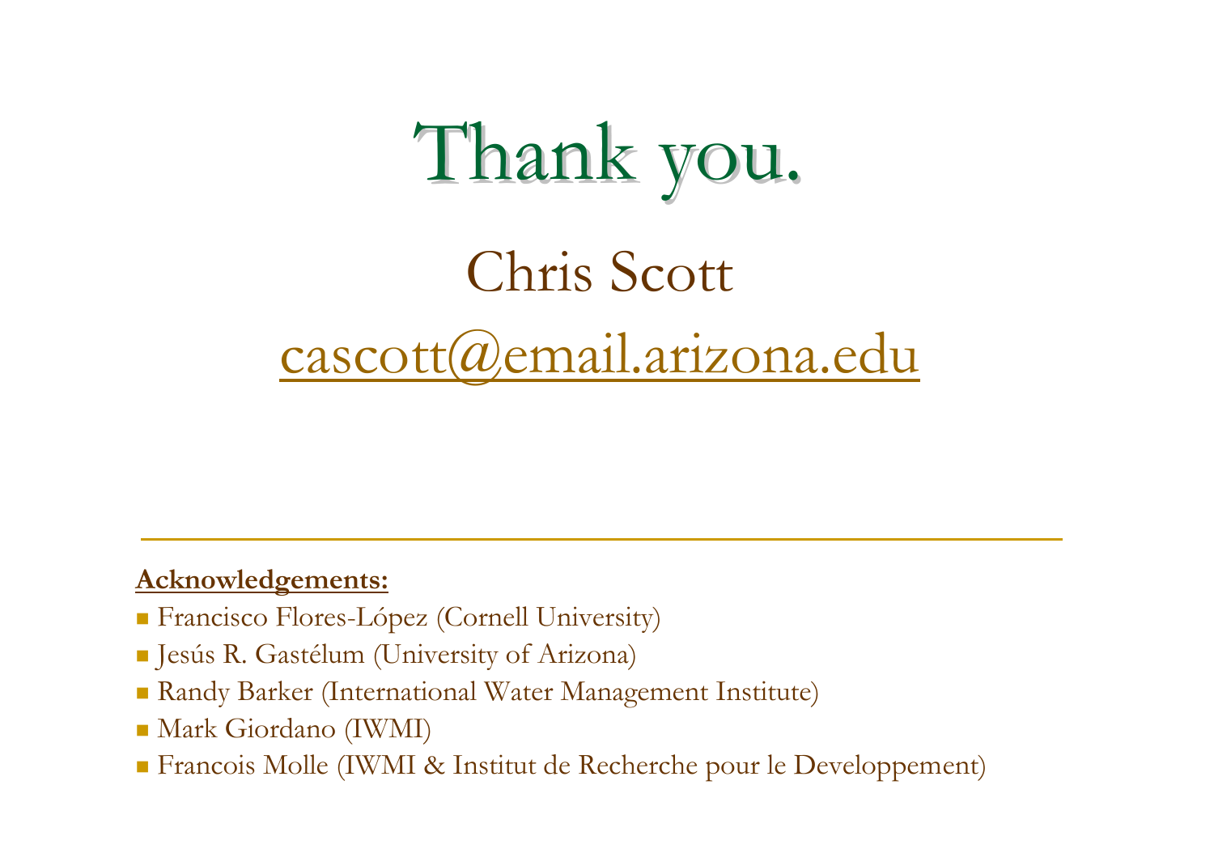# Thank you.

Chris Scott

cascott@email.arizona.edu

---

**Acknowledgements:**

- Francisco Flores-López (Cornell University)
- Jesús R. Gastélum (University of Arizona)
- Randy Barker (International Water Management Institute)
- Mark Giordano (IWMI)
- Francois Molle (IWMI & Institut de Recherche pour le Developpement)